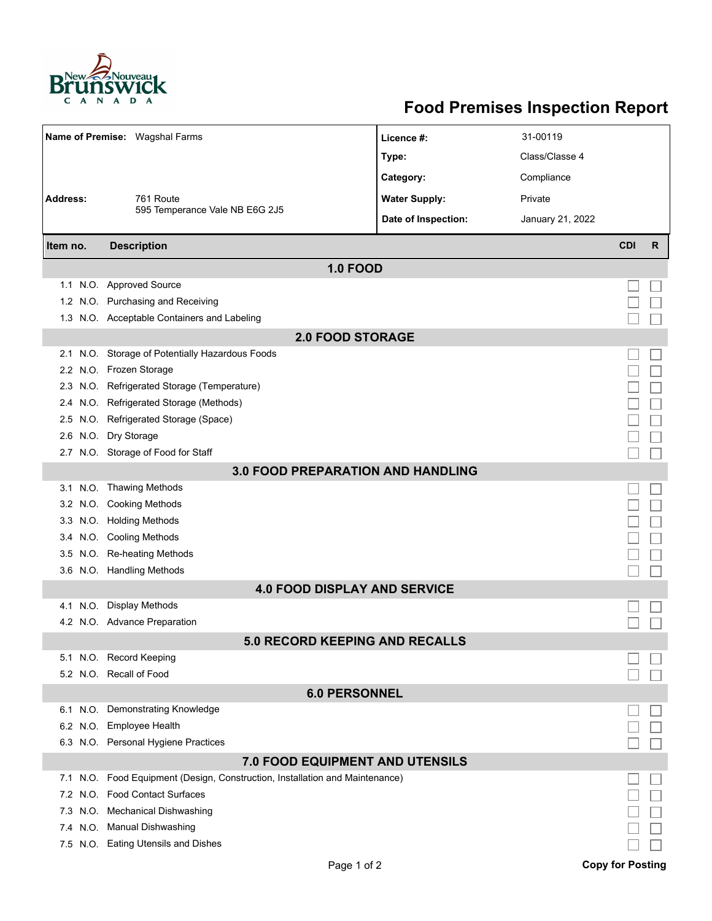# Food Premises Inspection Report

| | | | |
|---|---|---|---|
| **Name of Premise:** | Wagshal Farms | **Licence #:** | 31-00119 |
| | | **Type:** | Class/Classe 4 |
| | | **Category:** | Compliance |
| **Address:** | 761 Route 595 Temperance Vale NB E6G 2J5 | **Water Supply:** | Private |
| | | **Date of Inspection:** | January 21, 2022 |

| Item no. | | Description | CDI | R |
|---|---|---|---|---|
| **1.0 FOOD** | | | | |
| 1.1 | N.O. | Approved Source | ☐ | ☐ |
| 1.2 | N.O. | Purchasing and Receiving | ☐ | ☐ |
| 1.3 | N.O. | Acceptable Containers and Labeling | ☐ | ☐ |
| **2.0 FOOD STORAGE** | | | | |
| 2.1 | N.O. | Storage of Potentially Hazardous Foods | ☐ | ☐ |
| 2.2 | N.O. | Frozen Storage | ☐ | ☐ |
| 2.3 | N.O. | Refrigerated Storage (Temperature) | ☐ | ☐ |
| 2.4 | N.O. | Refrigerated Storage (Methods) | ☐ | ☐ |
| 2.5 | N.O. | Refrigerated Storage (Space) | ☐ | ☐ |
| 2.6 | N.O. | Dry Storage | ☐ | ☐ |
| 2.7 | N.O. | Storage of Food for Staff | ☐ | ☐ |
| **3.0 FOOD PREPARATION AND HANDLING** | | | | |
| 3.1 | N.O. | Thawing Methods | ☐ | ☐ |
| 3.2 | N.O. | Cooking Methods | ☐ | ☐ |
| 3.3 | N.O. | Holding Methods | ☐ | ☐ |
| 3.4 | N.O. | Cooling Methods | ☐ | ☐ |
| 3.5 | N.O. | Re-heating Methods | ☐ | ☐ |
| 3.6 | N.O. | Handling Methods | ☐ | ☐ |
| **4.0 FOOD DISPLAY AND SERVICE** | | | | |
| 4.1 | N.O. | Display Methods | ☐ | ☐ |
| 4.2 | N.O. | Advance Preparation | ☐ | ☐ |
| **5.0 RECORD KEEPING AND RECALLS** | | | | |
| 5.1 | N.O. | Record Keeping | ☐ | ☐ |
| 5.2 | N.O. | Recall of Food | ☐ | ☐ |
| **6.0 PERSONNEL** | | | | |
| 6.1 | N.O. | Demonstrating Knowledge | ☐ | ☐ |
| 6.2 | N.O. | Employee Health | ☐ | ☐ |
| 6.3 | N.O. | Personal Hygiene Practices | ☐ | ☐ |
| **7.0 FOOD EQUIPMENT AND UTENSILS** | | | | |
| 7.1 | N.O. | Food Equipment (Design, Construction, Installation and Maintenance) | ☐ | ☐ |
| 7.2 | N.O. | Food Contact Surfaces | ☐ | ☐ |
| 7.3 | N.O. | Mechanical Dishwashing | ☐ | ☐ |
| 7.4 | N.O. | Manual Dishwashing | ☐ | ☐ |
| 7.5 | N.O. | Eating Utensils and Dishes | ☐ | ☐ |

**Copy for Posting**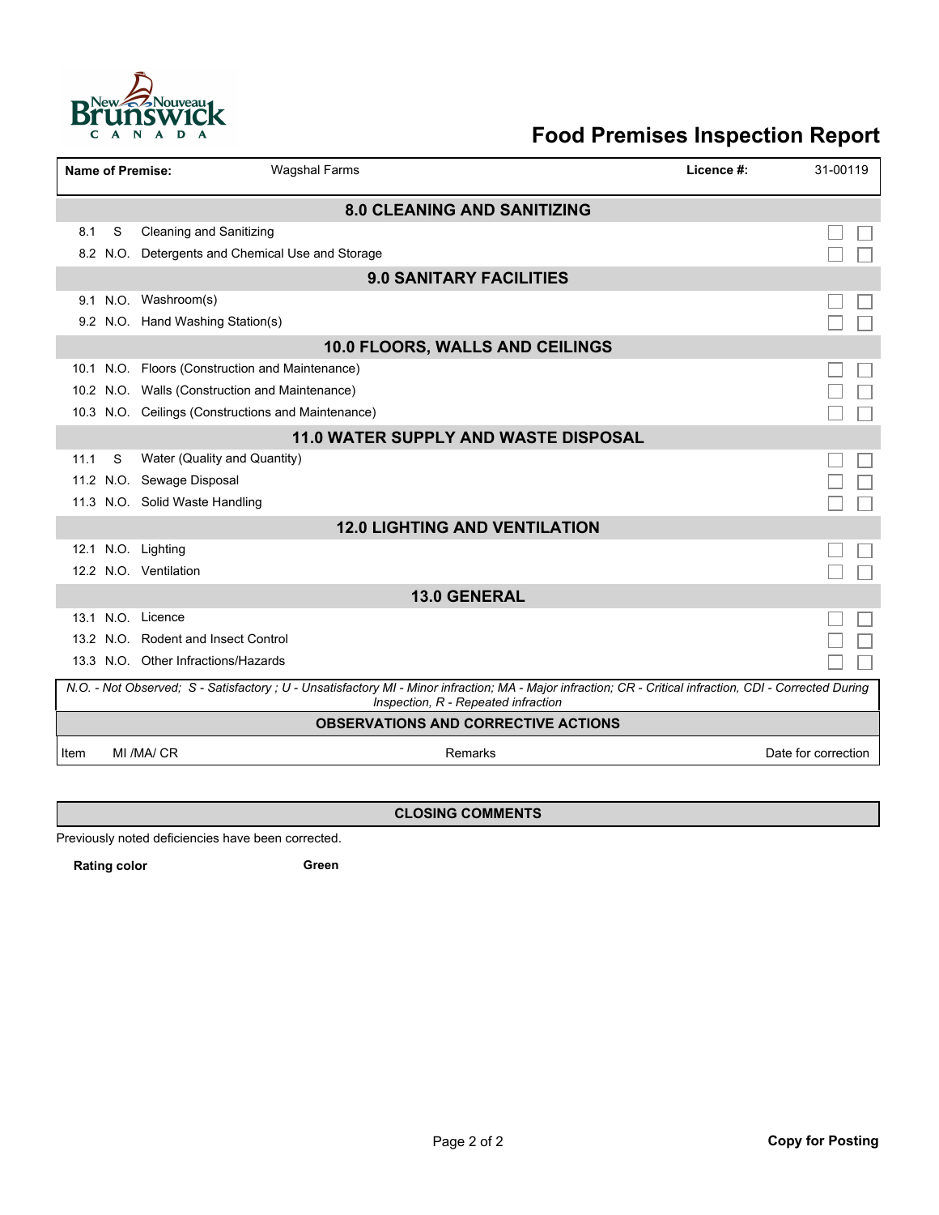## Food Premises Inspection Report

| Name of Premise: | Wagshal Farms | Licence #: | 31-00119 |
|---|---|---|---|

### 8.0 CLEANING AND SANITIZING

| | | | | |
|---|---|---|---|---|
| 8.1 | S | Cleaning and Sanitizing | ☐ | ☐ |
| 8.2 | N.O. | Detergents and Chemical Use and Storage | ☐ | ☐ |

### 9.0 SANITARY FACILITIES

| | | | | |
|---|---|---|---|---|
| 9.1 | N.O. | Washroom(s) | ☐ | ☐ |
| 9.2 | N.O. | Hand Washing Station(s) | ☐ | ☐ |

### 10.0 FLOORS, WALLS AND CEILINGS

| | | | | |
|---|---|---|---|---|
| 10.1 | N.O. | Floors (Construction and Maintenance) | ☐ | ☐ |
| 10.2 | N.O. | Walls (Construction and Maintenance) | ☐ | ☐ |
| 10.3 | N.O. | Ceilings (Constructions and Maintenance) | ☐ | ☐ |

### 11.0 WATER SUPPLY AND WASTE DISPOSAL

| | | | | |
|---|---|---|---|---|
| 11.1 | S | Water (Quality and Quantity) | ☐ | ☐ |
| 11.2 | N.O. | Sewage Disposal | ☐ | ☐ |
| 11.3 | N.O. | Solid Waste Handling | ☐ | ☐ |

### 12.0 LIGHTING AND VENTILATION

| | | | | |
|---|---|---|---|---|
| 12.1 | N.O. | Lighting | ☐ | ☐ |
| 12.2 | N.O. | Ventilation | ☐ | ☐ |

### 13.0 GENERAL

| | | | | |
|---|---|---|---|---|
| 13.1 | N.O. | Licence | ☐ | ☐ |
| 13.2 | N.O. | Rodent and Insect Control | ☐ | ☐ |
| 13.3 | N.O. | Other Infractions/Hazards | ☐ | ☐ |

*N.O. - Not Observed; S - Satisfactory ; U - Unsatisfactory MI - Minor infraction; MA - Major infraction; CR - Critical infraction, CDI - Corrected During Inspection, R - Repeated infraction*

### OBSERVATIONS AND CORRECTIVE ACTIONS

| Item | MI /MA/ CR | Remarks | Date for correction |
|---|---|---|---|

### CLOSING COMMENTS

Previously noted deficiencies have been corrected.

**Rating color** **Green**

**Copy for Posting**